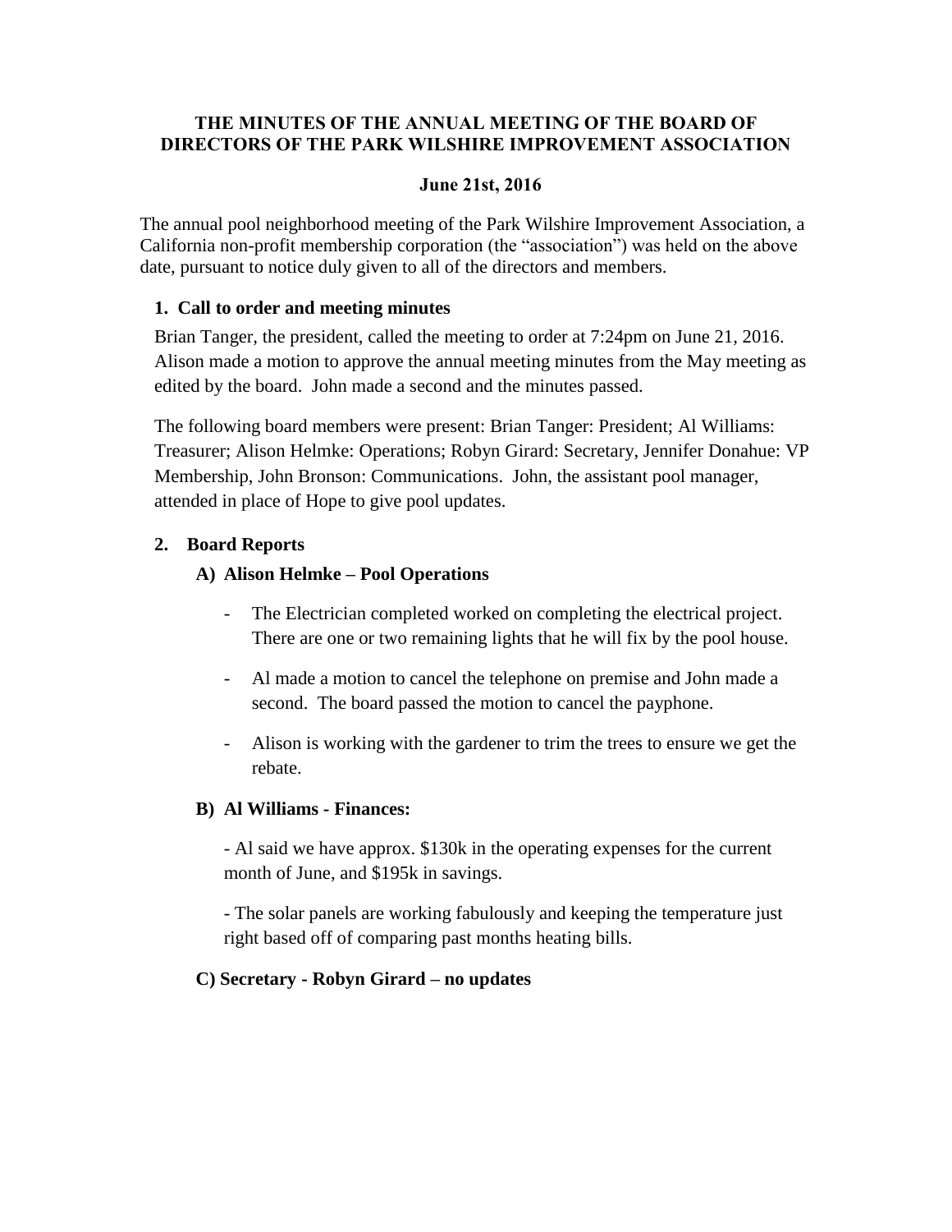# THE MINUTES OF THE ANNUAL MEETING OF THE BOARD OF DIRECTORS OF THE PARK WILSHIRE IMPROVEMENT ASSOCIATION

**June 21st, 2016**

The annual pool neighborhood meeting of the Park Wilshire Improvement Association, a California non-profit membership corporation (the "association") was held on the above date, pursuant to notice duly given to all of the directors and members.

## 1. Call to order and meeting minutes

Brian Tanger, the president, called the meeting to order at 7:24pm on June 21, 2016. Alison made a motion to approve the annual meeting minutes from the May meeting as edited by the board. John made a second and the minutes passed.

The following board members were present: Brian Tanger: President; Al Williams: Treasurer; Alison Helmke: Operations; Robyn Girard: Secretary, Jennifer Donahue: VP Membership, John Bronson: Communications. John, the assistant pool manager, attended in place of Hope to give pool updates.

## 2. Board Reports

### A) Alison Helmke – Pool Operations

- The Electrician completed worked on completing the electrical project. There are one or two remaining lights that he will fix by the pool house.
- Al made a motion to cancel the telephone on premise and John made a second. The board passed the motion to cancel the payphone.
- Alison is working with the gardener to trim the trees to ensure we get the rebate.

### B) Al Williams - Finances:

- Al said we have approx. $130k in the operating expenses for the current month of June, and $195k in savings.

- The solar panels are working fabulously and keeping the temperature just right based off of comparing past months heating bills.

### C) Secretary - Robyn Girard – no updates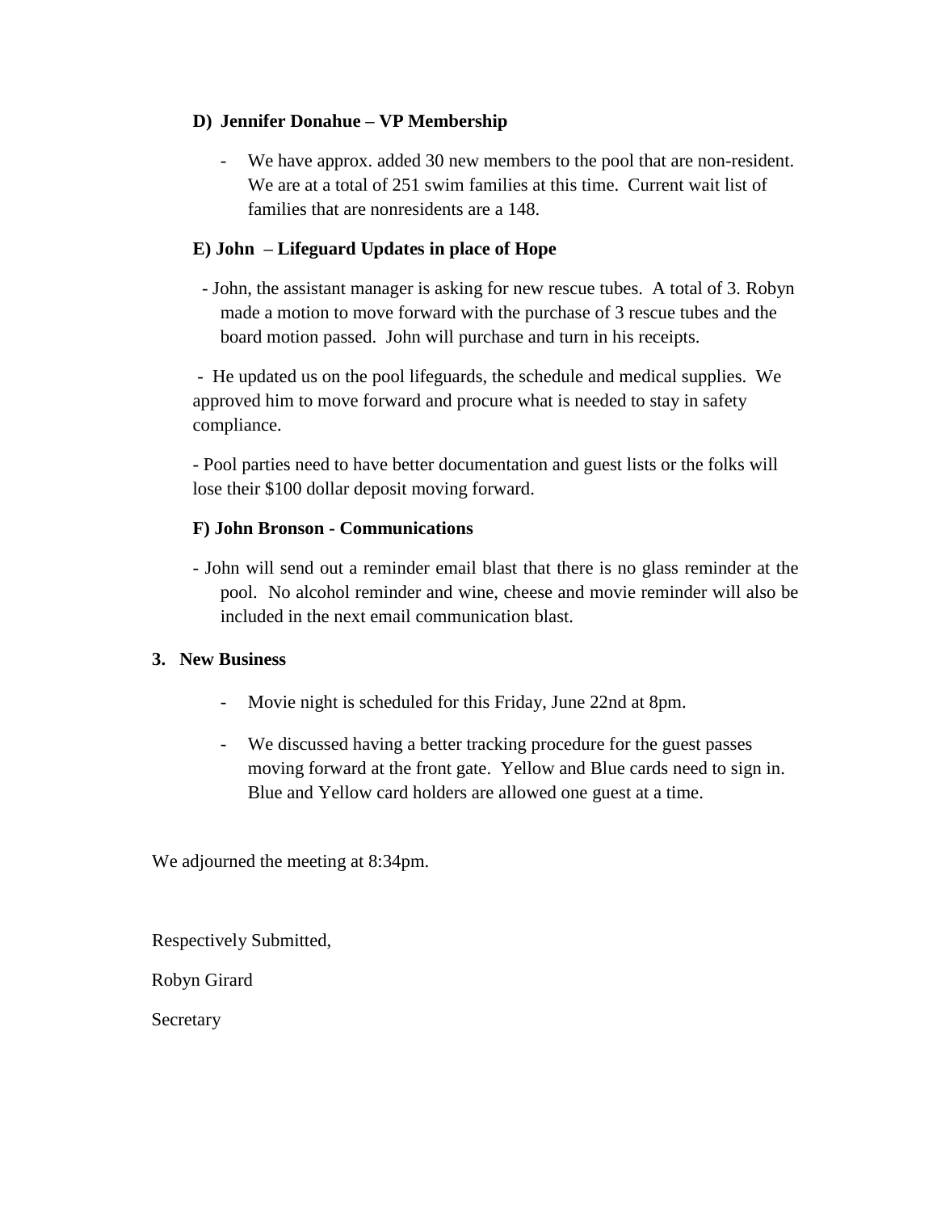**D) Jennifer Donahue – VP Membership**

- We have approx. added 30 new members to the pool that are non-resident. We are at a total of 251 swim families at this time. Current wait list of families that are nonresidents are a 148.

**E) John – Lifeguard Updates in place of Hope**

- John, the assistant manager is asking for new rescue tubes. A total of 3. Robyn made a motion to move forward with the purchase of 3 rescue tubes and the board motion passed. John will purchase and turn in his receipts.

- He updated us on the pool lifeguards, the schedule and medical supplies. We approved him to move forward and procure what is needed to stay in safety compliance.

- Pool parties need to have better documentation and guest lists or the folks will lose their $100 dollar deposit moving forward.

**F) John Bronson - Communications**

- John will send out a reminder email blast that there is no glass reminder at the pool. No alcohol reminder and wine, cheese and movie reminder will also be included in the next email communication blast.

**3. New Business**

- Movie night is scheduled for this Friday, June 22nd at 8pm.
- We discussed having a better tracking procedure for the guest passes moving forward at the front gate. Yellow and Blue cards need to sign in. Blue and Yellow card holders are allowed one guest at a time.

We adjourned the meeting at 8:34pm.

Respectively Submitted,

Robyn Girard

Secretary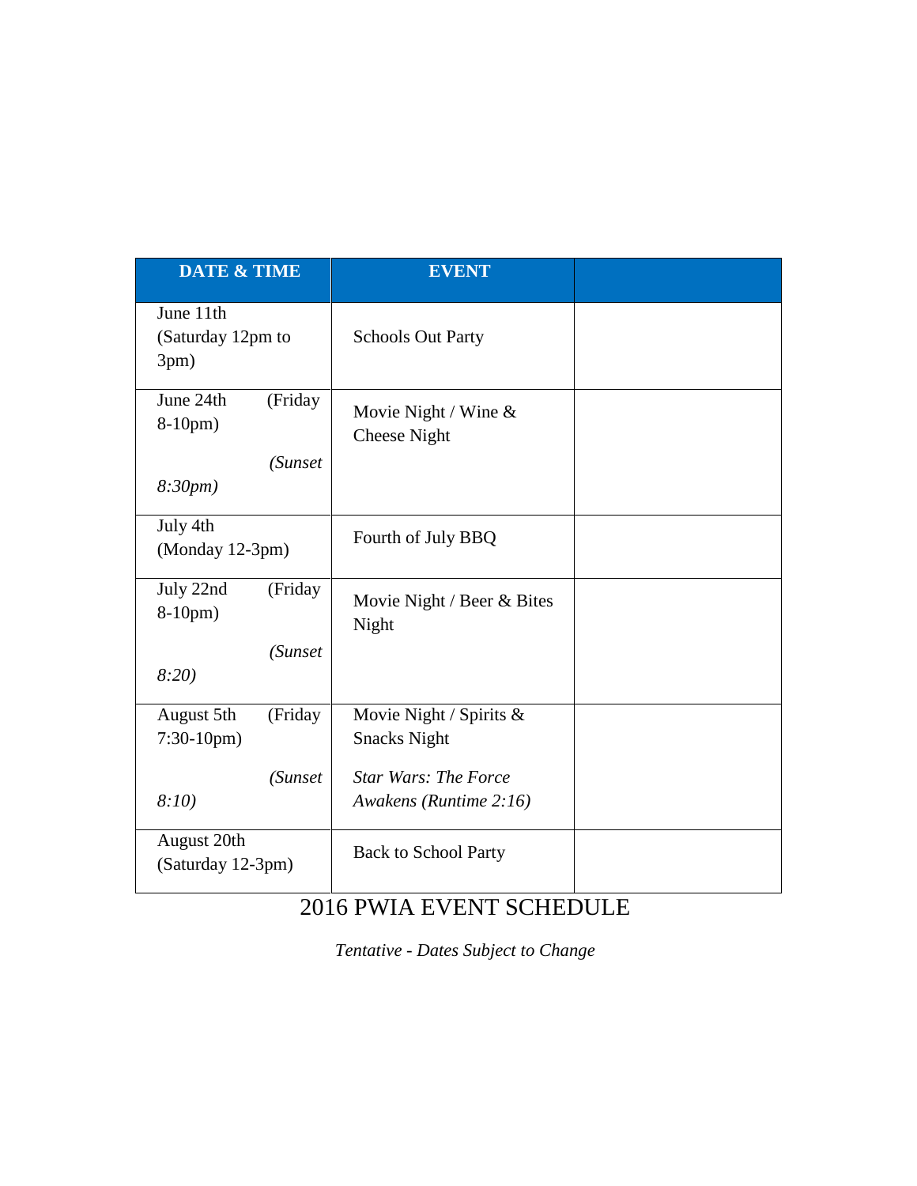| DATE & TIME | EVENT | |
|---|---|---|
| June 11th (Saturday 12pm to 3pm) | Schools Out Party | |
| June 24th (Friday 8-10pm) *(Sunset 8:30pm)* | Movie Night / Wine & Cheese Night | |
| July 4th (Monday 12-3pm) | Fourth of July BBQ | |
| July 22nd (Friday 8-10pm) *(Sunset 8:20)* | Movie Night / Beer & Bites Night | |
| August 5th (Friday 7:30-10pm) *(Sunset 8:10)* | Movie Night / Spirits & Snacks Night *Star Wars: The Force Awakens (Runtime 2:16)* | |
| August 20th (Saturday 12-3pm) | Back to School Party | |

2016 PWIA EVENT SCHEDULE

*Tentative - Dates Subject to Change*